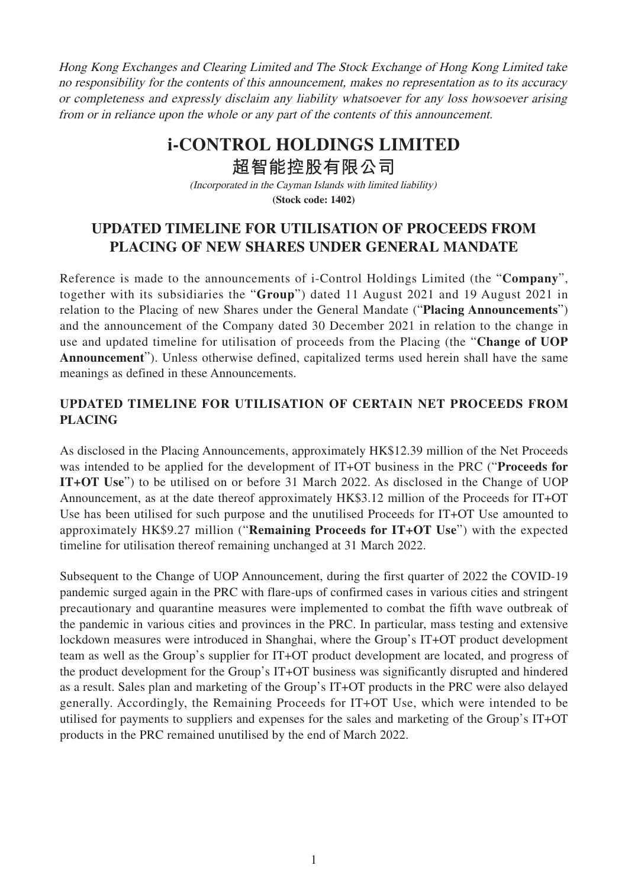*Hong Kong Exchanges and Clearing Limited and The Stock Exchange of Hong Kong Limited take no responsibility for the contents of this announcement, makes no representation as to its accuracy or completeness and expressly disclaim any liability whatsoever for any loss howsoever arising from or in reliance upon the whole or any part of the contents of this announcement.*

# i-CONTROL HOLDINGS LIMITED
# 超智能控股有限公司

*(Incorporated in the Cayman Islands with limited liability)*
**(Stock code: 1402)**

## UPDATED TIMELINE FOR UTILISATION OF PROCEEDS FROM PLACING OF NEW SHARES UNDER GENERAL MANDATE

Reference is made to the announcements of i-Control Holdings Limited (the "**Company**", together with its subsidiaries the "**Group**") dated 11 August 2021 and 19 August 2021 in relation to the Placing of new Shares under the General Mandate ("**Placing Announcements**") and the announcement of the Company dated 30 December 2021 in relation to the change in use and updated timeline for utilisation of proceeds from the Placing (the "**Change of UOP Announcement**"). Unless otherwise defined, capitalized terms used herein shall have the same meanings as defined in these Announcements.

### UPDATED TIMELINE FOR UTILISATION OF CERTAIN NET PROCEEDS FROM PLACING

As disclosed in the Placing Announcements, approximately HK$12.39 million of the Net Proceeds was intended to be applied for the development of IT+OT business in the PRC ("**Proceeds for IT+OT Use**") to be utilised on or before 31 March 2022. As disclosed in the Change of UOP Announcement, as at the date thereof approximately HK$3.12 million of the Proceeds for IT+OT Use has been utilised for such purpose and the unutilised Proceeds for IT+OT Use amounted to approximately HK$9.27 million ("**Remaining Proceeds for IT+OT Use**") with the expected timeline for utilisation thereof remaining unchanged at 31 March 2022.

Subsequent to the Change of UOP Announcement, during the first quarter of 2022 the COVID-19 pandemic surged again in the PRC with flare-ups of confirmed cases in various cities and stringent precautionary and quarantine measures were implemented to combat the fifth wave outbreak of the pandemic in various cities and provinces in the PRC. In particular, mass testing and extensive lockdown measures were introduced in Shanghai, where the Group's IT+OT product development team as well as the Group's supplier for IT+OT product development are located, and progress of the product development for the Group's IT+OT business was significantly disrupted and hindered as a result. Sales plan and marketing of the Group's IT+OT products in the PRC were also delayed generally. Accordingly, the Remaining Proceeds for IT+OT Use, which were intended to be utilised for payments to suppliers and expenses for the sales and marketing of the Group's IT+OT products in the PRC remained unutilised by the end of March 2022.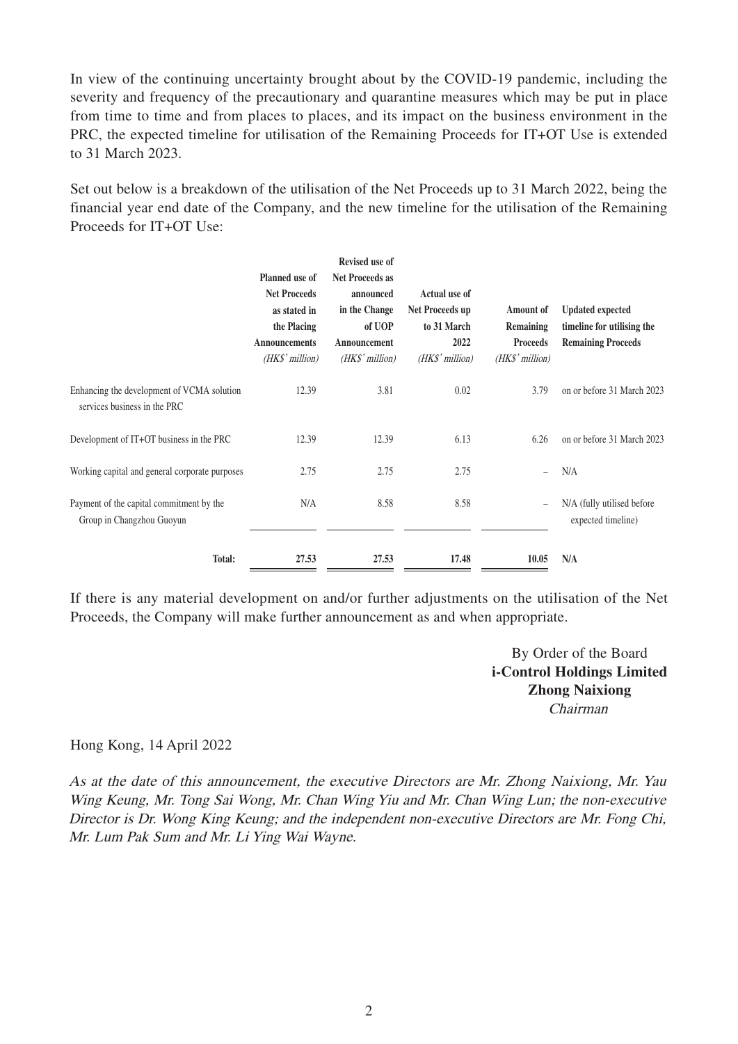In view of the continuing uncertainty brought about by the COVID-19 pandemic, including the severity and frequency of the precautionary and quarantine measures which may be put in place from time to time and from places to places, and its impact on the business environment in the PRC, the expected timeline for utilisation of the Remaining Proceeds for IT+OT Use is extended to 31 March 2023.

Set out below is a breakdown of the utilisation of the Net Proceeds up to 31 March 2022, being the financial year end date of the Company, and the new timeline for the utilisation of the Remaining Proceeds for IT+OT Use:

| | **Planned use of Net Proceeds as stated in the Placing Announcements** *(HK$' million)* | **Revised use of Net Proceeds as announced in the Change of UOP Announcement** *(HK$' million)* | **Actual use of Net Proceeds up to 31 March 2022** *(HK$' million)* | **Amount of Remaining Proceeds** *(HK$' million)* | **Updated expected timeline for utilising the Remaining Proceeds** |
|---|---|---|---|---|---|
| Enhancing the development of VCMA solution services business in the PRC | 12.39 | 3.81 | 0.02 | 3.79 | on or before 31 March 2023 |
| Development of IT+OT business in the PRC | 12.39 | 12.39 | 6.13 | 6.26 | on or before 31 March 2023 |
| Working capital and general corporate purposes | 2.75 | 2.75 | 2.75 | – | N/A |
| Payment of the capital commitment by the Group in Changzhou Guoyun | N/A | 8.58 | 8.58 | – | N/A (fully utilised before expected timeline) |
| **Total:** | **27.53** | **27.53** | **17.48** | **10.05** | **N/A** |

If there is any material development on and/or further adjustments on the utilisation of the Net Proceeds, the Company will make further announcement as and when appropriate.

By Order of the Board
**i-Control Holdings Limited**
**Zhong Naixiong**
*Chairman*

Hong Kong, 14 April 2022

*As at the date of this announcement, the executive Directors are Mr. Zhong Naixiong, Mr. Yau Wing Keung, Mr. Tong Sai Wong, Mr. Chan Wing Yiu and Mr. Chan Wing Lun; the non-executive Director is Dr. Wong King Keung; and the independent non-executive Directors are Mr. Fong Chi, Mr. Lum Pak Sum and Mr. Li Ying Wai Wayne.*